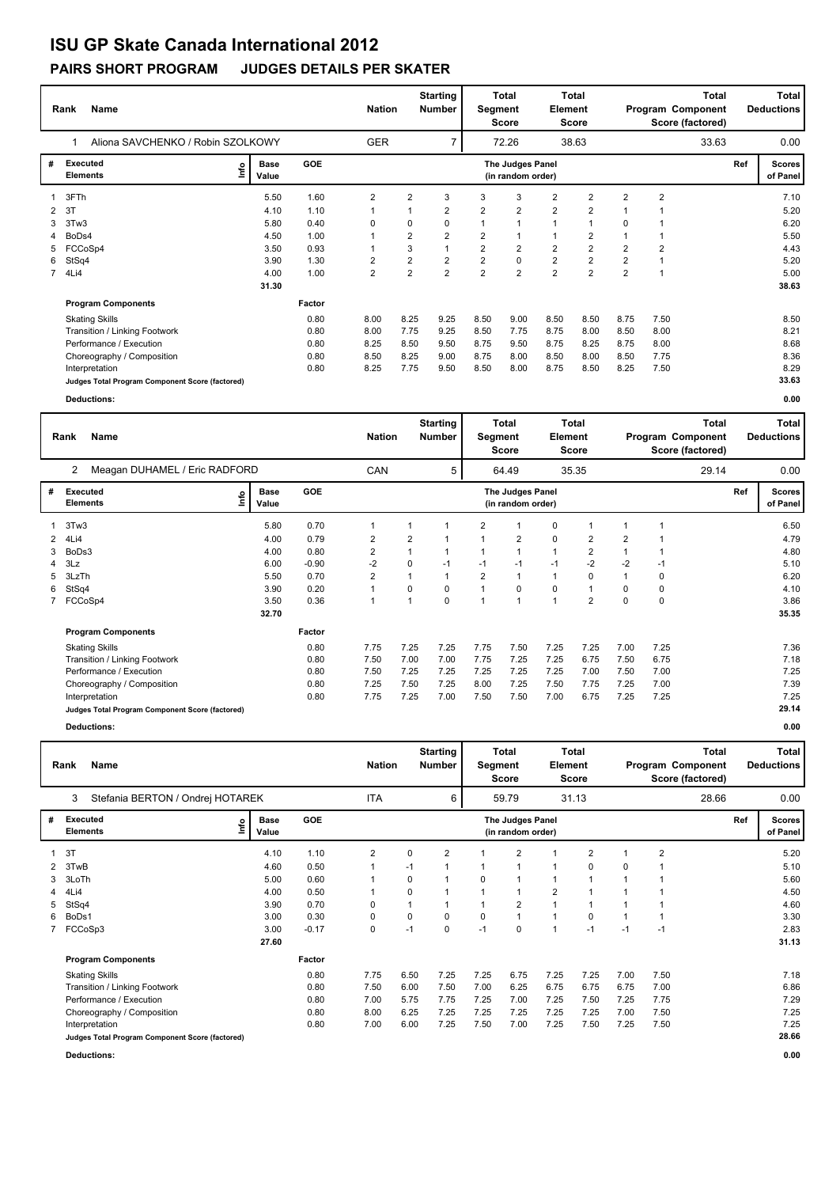# ISU GP Skate Canada International 2012

## PAIRS SHORT PROGRAM JUDGES DETAILS PER SKATER

| Rank | Name | Nation | Starting Number | Total Segment Score | Total Element Score | Total Program Component Score (factored) | Total Deductions |
|---|---|---|---|---|---|---|---|
| 1 | Aliona SAVCHENKO / Robin SZOLKOWY | GER | 7 | 72.26 | 38.63 | 33.63 | 0.00 |

| # | Executed Elements | Info | Base Value | GOE | The Judges Panel (in random order) | | | | | | | | | Ref | Scores of Panel |
|---|---|---|---|---|---|---|---|---|---|---|---|---|---|---|---|
| 1 | 3FTh | | 5.50 | 1.60 | 2 | 2 | 3 | 3 | 3 | 2 | 2 | 2 | 2 | | 7.10 |
| 2 | 3T | | 4.10 | 1.10 | 1 | 1 | 2 | 2 | 2 | 2 | 2 | 1 | 1 | | 5.20 |
| 3 | 3Tw3 | | 5.80 | 0.40 | 0 | 0 | 0 | 1 | 1 | 1 | 1 | 0 | 1 | | 6.20 |
| 4 | BoDs4 | | 4.50 | 1.00 | 1 | 2 | 2 | 2 | 1 | 1 | 2 | 1 | 1 | | 5.50 |
| 5 | FCCoSp4 | | 3.50 | 0.93 | 1 | 3 | 1 | 2 | 2 | 2 | 2 | 2 | 2 | | 4.43 |
| 6 | StSq4 | | 3.90 | 1.30 | 2 | 2 | 2 | 2 | 0 | 2 | 2 | 2 | 1 | | 5.20 |
| 7 | 4Li4 | | 4.00 | 1.00 | 2 | 2 | 2 | 2 | 2 | 2 | 2 | 2 | 1 | | 5.00 |
| | | | 31.30 | | | | | | | | | | | | 38.63 |

| Program Components | Factor | | | | | | | | | | Scores of Panel |
|---|---|---|---|---|---|---|---|---|---|---|---|
| Skating Skills | 0.80 | 8.00 | 8.25 | 9.25 | 8.50 | 9.00 | 8.50 | 8.50 | 8.75 | 7.50 | 8.50 |
| Transition / Linking Footwork | 0.80 | 8.00 | 7.75 | 9.25 | 8.50 | 7.75 | 8.75 | 8.00 | 8.50 | 8.00 | 8.21 |
| Performance / Execution | 0.80 | 8.25 | 8.50 | 9.50 | 8.75 | 9.50 | 8.75 | 8.25 | 8.75 | 8.00 | 8.68 |
| Choreography / Composition | 0.80 | 8.50 | 8.25 | 9.00 | 8.75 | 8.00 | 8.50 | 8.00 | 8.50 | 7.75 | 8.36 |
| Interpretation | 0.80 | 8.25 | 7.75 | 9.50 | 8.50 | 8.00 | 8.75 | 8.50 | 8.25 | 7.50 | 8.29 |
| Judges Total Program Component Score (factored) | | | | | | | | | | | 33.63 |

**Deductions:** 0.00

| Rank | Name | Nation | Starting Number | Total Segment Score | Total Element Score | Total Program Component Score (factored) | Total Deductions |
|---|---|---|---|---|---|---|---|
| 2 | Meagan DUHAMEL / Eric RADFORD | CAN | 5 | 64.49 | 35.35 | 29.14 | 0.00 |

| # | Executed Elements | Info | Base Value | GOE | The Judges Panel (in random order) | | | | | | | | | Ref | Scores of Panel |
|---|---|---|---|---|---|---|---|---|---|---|---|---|---|---|---|
| 1 | 3Tw3 | | 5.80 | 0.70 | 1 | 1 | 1 | 2 | 1 | 0 | 1 | 1 | 1 | | 6.50 |
| 2 | 4Li4 | | 4.00 | 0.79 | 2 | 2 | 1 | 1 | 2 | 0 | 2 | 2 | 1 | | 4.79 |
| 3 | BoDs3 | | 4.00 | 0.80 | 2 | 1 | 1 | 1 | 1 | 1 | 2 | 1 | 1 | | 4.80 |
| 4 | 3Lz | | 6.00 | -0.90 | -2 | 0 | -1 | -1 | -1 | -1 | -2 | -2 | -1 | | 5.10 |
| 5 | 3LzTh | | 5.50 | 0.70 | 2 | 1 | 1 | 2 | 1 | 1 | 0 | 1 | 0 | | 6.20 |
| 6 | StSq4 | | 3.90 | 0.20 | 1 | 0 | 0 | 1 | 0 | 0 | 1 | 0 | 0 | | 4.10 |
| 7 | FCCoSp4 | | 3.50 | 0.36 | 1 | 1 | 0 | 1 | 1 | 1 | 2 | 0 | 0 | | 3.86 |
| | | | 32.70 | | | | | | | | | | | | 35.35 |

| Program Components | Factor | | | | | | | | | | Scores of Panel |
|---|---|---|---|---|---|---|---|---|---|---|---|
| Skating Skills | 0.80 | 7.75 | 7.25 | 7.25 | 7.75 | 7.50 | 7.25 | 7.25 | 7.00 | 7.25 | 7.36 |
| Transition / Linking Footwork | 0.80 | 7.50 | 7.00 | 7.00 | 7.75 | 7.25 | 7.25 | 6.75 | 7.50 | 6.75 | 7.18 |
| Performance / Execution | 0.80 | 7.50 | 7.25 | 7.25 | 7.25 | 7.25 | 7.25 | 7.00 | 7.50 | 7.00 | 7.25 |
| Choreography / Composition | 0.80 | 7.25 | 7.50 | 7.25 | 8.00 | 7.25 | 7.50 | 7.75 | 7.25 | 7.00 | 7.39 |
| Interpretation | 0.80 | 7.75 | 7.25 | 7.00 | 7.50 | 7.50 | 7.00 | 6.75 | 7.25 | 7.25 | 7.25 |
| Judges Total Program Component Score (factored) | | | | | | | | | | | 29.14 |

**Deductions:** 0.00

| Rank | Name | Nation | Starting Number | Total Segment Score | Total Element Score | Total Program Component Score (factored) | Total Deductions |
|---|---|---|---|---|---|---|---|
| 3 | Stefania BERTON / Ondrej HOTAREK | ITA | 6 | 59.79 | 31.13 | 28.66 | 0.00 |

| # | Executed Elements | Info | Base Value | GOE | The Judges Panel (in random order) | | | | | | | | | Ref | Scores of Panel |
|---|---|---|---|---|---|---|---|---|---|---|---|---|---|---|---|
| 1 | 3T | | 4.10 | 1.10 | 2 | 0 | 2 | 1 | 2 | 1 | 2 | 1 | 2 | | 5.20 |
| 2 | 3TwB | | 4.60 | 0.50 | 1 | -1 | 1 | 1 | 1 | 1 | 0 | 0 | 1 | | 5.10 |
| 3 | 3LoTh | | 5.00 | 0.60 | 1 | 0 | 1 | 0 | 1 | 1 | 1 | 1 | 1 | | 5.60 |
| 4 | 4Li4 | | 4.00 | 0.50 | 1 | 0 | 1 | 1 | 1 | 2 | 1 | 1 | 1 | | 4.50 |
| 5 | StSq4 | | 3.90 | 0.70 | 0 | 1 | 1 | 1 | 2 | 1 | 1 | 1 | 1 | | 4.60 |
| 6 | BoDs1 | | 3.00 | 0.30 | 0 | 0 | 0 | 0 | 1 | 1 | 0 | 1 | 1 | | 3.30 |
| 7 | FCCoSp3 | | 3.00 | -0.17 | 0 | -1 | 0 | -1 | 0 | 1 | -1 | -1 | -1 | | 2.83 |
| | | | 27.60 | | | | | | | | | | | | 31.13 |

| Program Components | Factor | | | | | | | | | | Scores of Panel |
|---|---|---|---|---|---|---|---|---|---|---|---|
| Skating Skills | 0.80 | 7.75 | 6.50 | 7.25 | 7.25 | 6.75 | 7.25 | 7.25 | 7.00 | 7.50 | 7.18 |
| Transition / Linking Footwork | 0.80 | 7.50 | 6.00 | 7.50 | 7.00 | 6.25 | 6.75 | 6.75 | 6.75 | 7.00 | 6.86 |
| Performance / Execution | 0.80 | 7.00 | 5.75 | 7.75 | 7.25 | 7.00 | 7.25 | 7.50 | 7.25 | 7.75 | 7.29 |
| Choreography / Composition | 0.80 | 8.00 | 6.25 | 7.25 | 7.25 | 7.25 | 7.25 | 7.25 | 7.00 | 7.50 | 7.25 |
| Interpretation | 0.80 | 7.00 | 6.00 | 7.25 | 7.50 | 7.00 | 7.25 | 7.50 | 7.25 | 7.50 | 7.25 |
| Judges Total Program Component Score (factored) | | | | | | | | | | | 28.66 |

**Deductions:** 0.00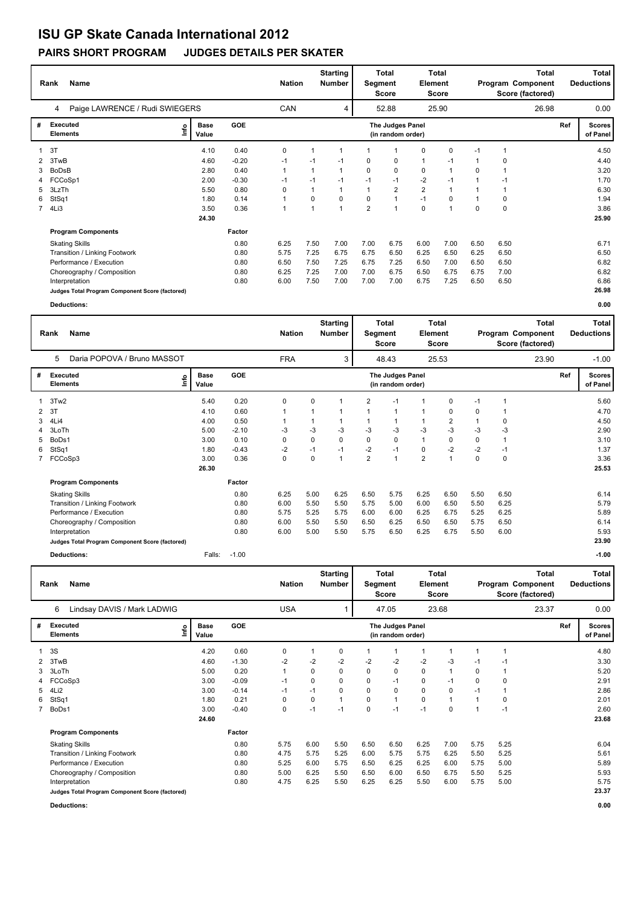# ISU GP Skate Canada International 2012

## PAIRS SHORT PROGRAM JUDGES DETAILS PER SKATER

| Rank | Name | Nation | Starting Number | Total Segment Score | Total Element Score | Total Program Component Score (factored) | Total Deductions |
|---|---|---|---|---|---|---|---|
| 4 | Paige LAWRENCE / Rudi SWIEGERS | CAN | 4 | 52.88 | 25.90 | 26.98 | 0.00 |

| # | Executed Elements | Info | Base Value | GOE | J1 | J2 | J3 | J4 | J5 | J6 | J7 | J8 | J9 | Ref | Scores of Panel |
|---|---|---|---|---|---|---|---|---|---|---|---|---|---|---|---|
| 1 | 3T | | 4.10 | 0.40 | 0 | 1 | 1 | 1 | 1 | 0 | 0 | -1 | 1 | | 4.50 |
| 2 | 3TwB | | 4.60 | -0.20 | -1 | -1 | -1 | 0 | 0 | 1 | -1 | 1 | 0 | | 4.40 |
| 3 | BoDsB | | 2.80 | 0.40 | 1 | 1 | 1 | 0 | 0 | 0 | 1 | 0 | 1 | | 3.20 |
| 4 | FCCoSp1 | | 2.00 | -0.30 | -1 | -1 | -1 | -1 | -1 | -2 | -1 | 1 | -1 | | 1.70 |
| 5 | 3LzTh | | 5.50 | 0.80 | 0 | 1 | 1 | 1 | 2 | 2 | 1 | 1 | 1 | | 6.30 |
| 6 | StSq1 | | 1.80 | 0.14 | 1 | 0 | 0 | 0 | 1 | -1 | 0 | 1 | 0 | | 1.94 |
| 7 | 4Li3 | | 3.50 | 0.36 | 1 | 1 | 1 | 2 | 1 | 0 | 1 | 0 | 0 | | 3.86 |
| | | | 24.30 | | | | | | | | | | | | 25.90 |

| Program Components | Factor | J1 | J2 | J3 | J4 | J5 | J6 | J7 | J8 | J9 | Scores of Panel |
|---|---|---|---|---|---|---|---|---|---|---|---|
| Skating Skills | 0.80 | 6.25 | 7.50 | 7.00 | 7.00 | 6.75 | 6.00 | 7.00 | 6.50 | 6.50 | 6.71 |
| Transition / Linking Footwork | 0.80 | 5.75 | 7.25 | 6.75 | 6.75 | 6.50 | 6.25 | 6.50 | 6.25 | 6.50 | 6.50 |
| Performance / Execution | 0.80 | 6.50 | 7.50 | 7.25 | 6.75 | 7.25 | 6.50 | 7.00 | 6.50 | 6.50 | 6.82 |
| Choreography / Composition | 0.80 | 6.25 | 7.25 | 7.00 | 7.00 | 6.75 | 6.50 | 6.75 | 6.75 | 7.00 | 6.82 |
| Interpretation | 0.80 | 6.00 | 7.50 | 7.00 | 7.00 | 7.00 | 6.75 | 7.25 | 6.50 | 6.50 | 6.86 |
| Judges Total Program Component Score (factored) | | | | | | | | | | | 26.98 |

**Deductions:** 0.00

| Rank | Name | Nation | Starting Number | Total Segment Score | Total Element Score | Total Program Component Score (factored) | Total Deductions |
|---|---|---|---|---|---|---|---|
| 5 | Daria POPOVA / Bruno MASSOT | FRA | 3 | 48.43 | 25.53 | 23.90 | -1.00 |

| # | Executed Elements | Info | Base Value | GOE | J1 | J2 | J3 | J4 | J5 | J6 | J7 | J8 | J9 | Ref | Scores of Panel |
|---|---|---|---|---|---|---|---|---|---|---|---|---|---|---|---|
| 1 | 3Tw2 | | 5.40 | 0.20 | 0 | 0 | 1 | 2 | -1 | 1 | 0 | -1 | 1 | | 5.60 |
| 2 | 3T | | 4.10 | 0.60 | 1 | 1 | 1 | 1 | 1 | 1 | 0 | 0 | 1 | | 4.70 |
| 3 | 4Li4 | | 4.00 | 0.50 | 1 | 1 | 1 | 1 | 1 | 1 | 2 | 1 | 0 | | 4.50 |
| 4 | 3LoTh | | 5.00 | -2.10 | -3 | -3 | -3 | -3 | -3 | -3 | -3 | -3 | -3 | | 2.90 |
| 5 | BoDs1 | | 3.00 | 0.10 | 0 | 0 | 0 | 0 | 0 | 1 | 0 | 0 | 1 | | 3.10 |
| 6 | StSq1 | | 1.80 | -0.43 | -2 | -1 | -1 | -2 | -1 | 0 | -2 | -2 | -1 | | 1.37 |
| 7 | FCCoSp3 | | 3.00 | 0.36 | 0 | 0 | 1 | 2 | 1 | 2 | 1 | 0 | 0 | | 3.36 |
| | | | 26.30 | | | | | | | | | | | | 25.53 |

| Program Components | Factor | J1 | J2 | J3 | J4 | J5 | J6 | J7 | J8 | J9 | Scores of Panel |
|---|---|---|---|---|---|---|---|---|---|---|---|
| Skating Skills | 0.80 | 6.25 | 5.00 | 6.25 | 6.50 | 5.75 | 6.25 | 6.50 | 5.50 | 6.50 | 6.14 |
| Transition / Linking Footwork | 0.80 | 6.00 | 5.50 | 5.50 | 5.75 | 5.00 | 6.00 | 6.50 | 5.50 | 6.25 | 5.79 |
| Performance / Execution | 0.80 | 5.75 | 5.25 | 5.75 | 6.00 | 6.00 | 6.25 | 6.75 | 5.25 | 6.25 | 5.89 |
| Choreography / Composition | 0.80 | 6.00 | 5.50 | 5.50 | 6.50 | 6.25 | 6.50 | 6.50 | 5.75 | 6.50 | 6.14 |
| Interpretation | 0.80 | 6.00 | 5.00 | 5.50 | 5.75 | 6.50 | 6.25 | 6.75 | 5.50 | 6.00 | 5.93 |
| Judges Total Program Component Score (factored) | | | | | | | | | | | 23.90 |

**Deductions:** Falls: -1.00 — **-1.00**

| Rank | Name | Nation | Starting Number | Total Segment Score | Total Element Score | Total Program Component Score (factored) | Total Deductions |
|---|---|---|---|---|---|---|---|
| 6 | Lindsay DAVIS / Mark LADWIG | USA | 1 | 47.05 | 23.68 | 23.37 | 0.00 |

| # | Executed Elements | Info | Base Value | GOE | J1 | J2 | J3 | J4 | J5 | J6 | J7 | J8 | J9 | Ref | Scores of Panel |
|---|---|---|---|---|---|---|---|---|---|---|---|---|---|---|---|
| 1 | 3S | | 4.20 | 0.60 | 0 | 1 | 0 | 1 | 1 | 1 | 1 | 1 | 1 | | 4.80 |
| 2 | 3TwB | | 4.60 | -1.30 | -2 | -2 | -2 | -2 | -2 | -2 | -3 | -1 | -1 | | 3.30 |
| 3 | 3LoTh | | 5.00 | 0.20 | 1 | 0 | 0 | 0 | 0 | 0 | 1 | 0 | 1 | | 5.20 |
| 4 | FCCoSp3 | | 3.00 | -0.09 | -1 | 0 | 0 | 0 | -1 | 0 | -1 | 0 | 0 | | 2.91 |
| 5 | 4Li2 | | 3.00 | -0.14 | -1 | -1 | 0 | 0 | 0 | 0 | 0 | -1 | 1 | | 2.86 |
| 6 | StSq1 | | 1.80 | 0.21 | 0 | 0 | 1 | 0 | 1 | 0 | 1 | 1 | 0 | | 2.01 |
| 7 | BoDs1 | | 3.00 | -0.40 | 0 | -1 | -1 | 0 | -1 | -1 | 0 | 1 | -1 | | 2.60 |
| | | | 24.60 | | | | | | | | | | | | 23.68 |

| Program Components | Factor | J1 | J2 | J3 | J4 | J5 | J6 | J7 | J8 | J9 | Scores of Panel |
|---|---|---|---|---|---|---|---|---|---|---|---|
| Skating Skills | 0.80 | 5.75 | 6.00 | 5.50 | 6.50 | 6.50 | 6.25 | 7.00 | 5.75 | 5.25 | 6.04 |
| Transition / Linking Footwork | 0.80 | 4.75 | 5.75 | 5.25 | 6.00 | 5.75 | 5.75 | 6.25 | 5.50 | 5.25 | 5.61 |
| Performance / Execution | 0.80 | 5.25 | 6.00 | 5.75 | 6.50 | 6.25 | 6.25 | 6.00 | 5.75 | 5.00 | 5.89 |
| Choreography / Composition | 0.80 | 5.00 | 6.25 | 5.50 | 6.50 | 6.00 | 6.50 | 6.75 | 5.50 | 5.25 | 5.93 |
| Interpretation | 0.80 | 4.75 | 6.25 | 5.50 | 6.25 | 6.25 | 5.50 | 6.00 | 5.75 | 5.00 | 5.75 |
| Judges Total Program Component Score (factored) | | | | | | | | | | | 23.37 |

**Deductions:** 0.00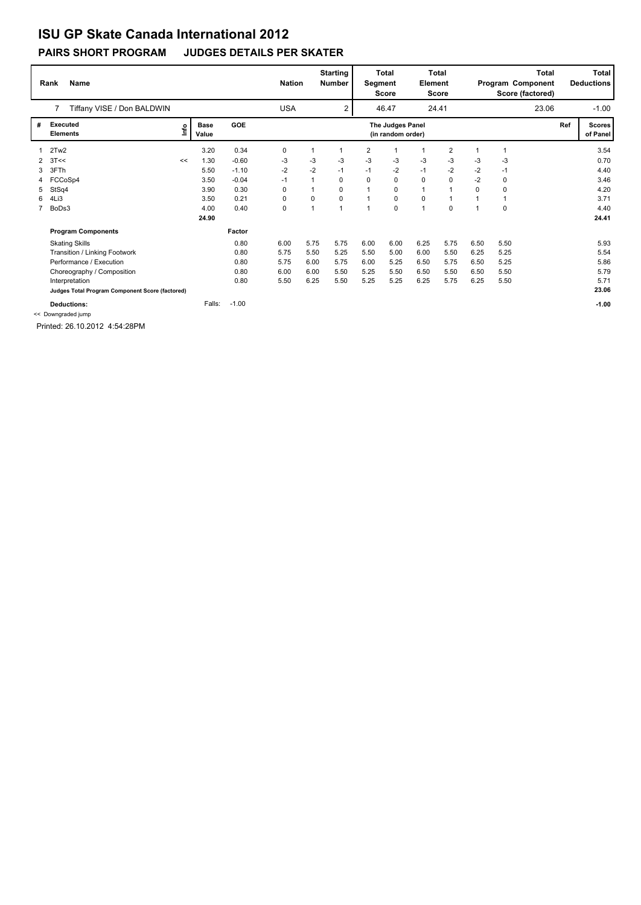# ISU GP Skate Canada International 2012

## PAIRS SHORT PROGRAM JUDGES DETAILS PER SKATER

| Rank | Name | Nation | Starting Number | Total Segment Score | Total Element Score | Total Program Component Score (factored) | Total Deductions |
|---|---|---|---|---|---|---|---|
| 7 | Tiffany VISE / Don BALDWIN | USA | 2 | 46.47 | 24.41 | 23.06 | -1.00 |

| # | Executed Elements | Info | Base Value | GOE | The Judges Panel (in random order) | | | | | | | | | Ref | Scores of Panel |
|---|---|---|---|---|---|---|---|---|---|---|---|---|---|---|---|
| 1 | 2Tw2 | | 3.20 | 0.34 | 0 | 1 | 1 | 2 | 1 | 1 | 2 | 1 | 1 | | 3.54 |
| 2 | 3T<< | << | 1.30 | -0.60 | -3 | -3 | -3 | -3 | -3 | -3 | -3 | -3 | -3 | | 0.70 |
| 3 | 3FTh | | 5.50 | -1.10 | -2 | -2 | -1 | -1 | -2 | -1 | -2 | -2 | -1 | | 4.40 |
| 4 | FCCoSp4 | | 3.50 | -0.04 | -1 | 1 | 0 | 0 | 0 | 0 | 0 | -2 | 0 | | 3.46 |
| 5 | StSq4 | | 3.90 | 0.30 | 0 | 1 | 0 | 1 | 0 | 1 | 1 | 0 | 0 | | 4.20 |
| 6 | 4Li3 | | 3.50 | 0.21 | 0 | 0 | 0 | 1 | 0 | 0 | 1 | 1 | 1 | | 3.71 |
| 7 | BoDs3 | | 4.00 | 0.40 | 0 | 1 | 1 | 1 | 0 | 1 | 0 | 1 | 0 | | 4.40 |
| | | | 24.90 | | | | | | | | | | | | 24.41 |
| | **Program Components** | | | Factor | | | | | | | | | | | |
| | Skating Skills | | | 0.80 | 6.00 | 5.75 | 5.75 | 6.00 | 6.00 | 6.25 | 5.75 | 6.50 | 5.50 | | 5.93 |
| | Transition / Linking Footwork | | | 0.80 | 5.75 | 5.50 | 5.25 | 5.50 | 5.00 | 6.00 | 5.50 | 6.25 | 5.25 | | 5.54 |
| | Performance / Execution | | | 0.80 | 5.75 | 6.00 | 5.75 | 6.00 | 5.25 | 6.50 | 5.75 | 6.50 | 5.25 | | 5.86 |
| | Choreography / Composition | | | 0.80 | 6.00 | 6.00 | 5.50 | 5.25 | 5.50 | 6.50 | 5.50 | 6.50 | 5.50 | | 5.79 |
| | Interpretation | | | 0.80 | 5.50 | 6.25 | 5.50 | 5.25 | 5.25 | 6.25 | 5.75 | 6.25 | 5.50 | | 5.71 |
| | **Judges Total Program Component Score (factored)** | | | | | | | | | | | | | | **23.06** |
| | **Deductions:** | | Falls: | -1.00 | | | | | | | | | | | **-1.00** |

<< Downgraded jump

Printed: 26.10.2012 4:54:28PM